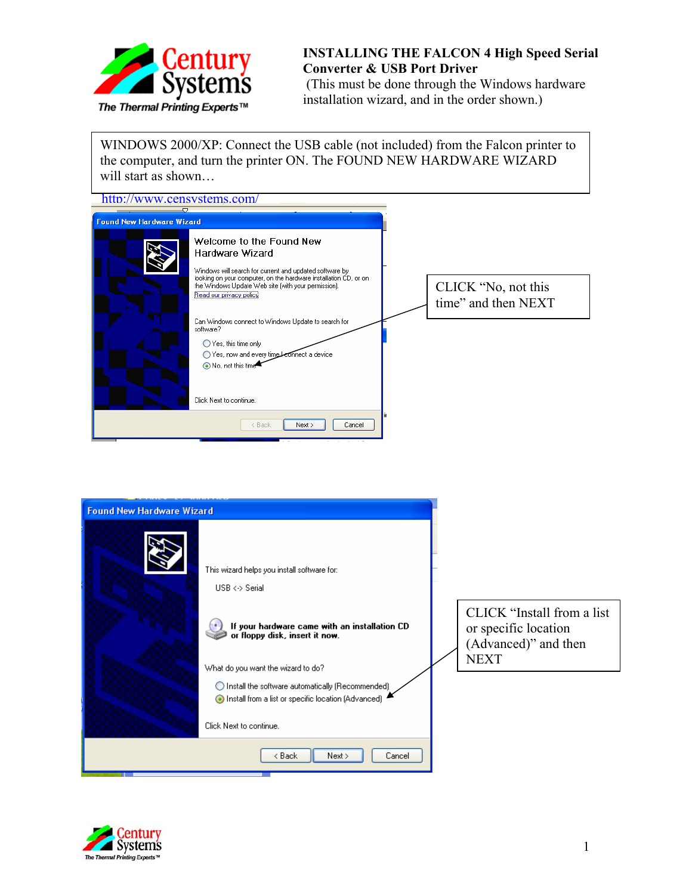Century Systems
The Thermal Printing Experts™

# INSTALLING THE FALCON 4 High Speed Serial Converter & USB Port Driver

(This must be done through the Windows hardware installation wizard, and in the order shown.)

WINDOWS 2000/XP: Connect the USB cable (not included) from the Falcon printer to the computer, and turn the printer ON. The FOUND NEW HARDWARE WIZARD will start as shown…

http://www.censystems.com/

**Found New Hardware Wizard**

Welcome to the Found New Hardware Wizard

Windows will search for current and updated software by looking on your computer, on the hardware installation CD, or on the Windows Update Web site (with your permission).
Read our privacy policy

Can Windows connect to Windows Update to search for software?

- Yes, this time only
- Yes, now and every time I connect a device
- No, not this time

Click Next to continue.

< Back | Next > | Cancel

CLICK "No, not this time" and then NEXT

**Found New Hardware Wizard**

This wizard helps you install software for:

USB <-> Serial

**If your hardware came with an installation CD or floppy disk, insert it now.**

What do you want the wizard to do?

- Install the software automatically (Recommended)
- Install from a list or specific location (Advanced)

Click Next to continue.

< Back | Next > | Cancel

CLICK "Install from a list or specific location (Advanced)" and then NEXT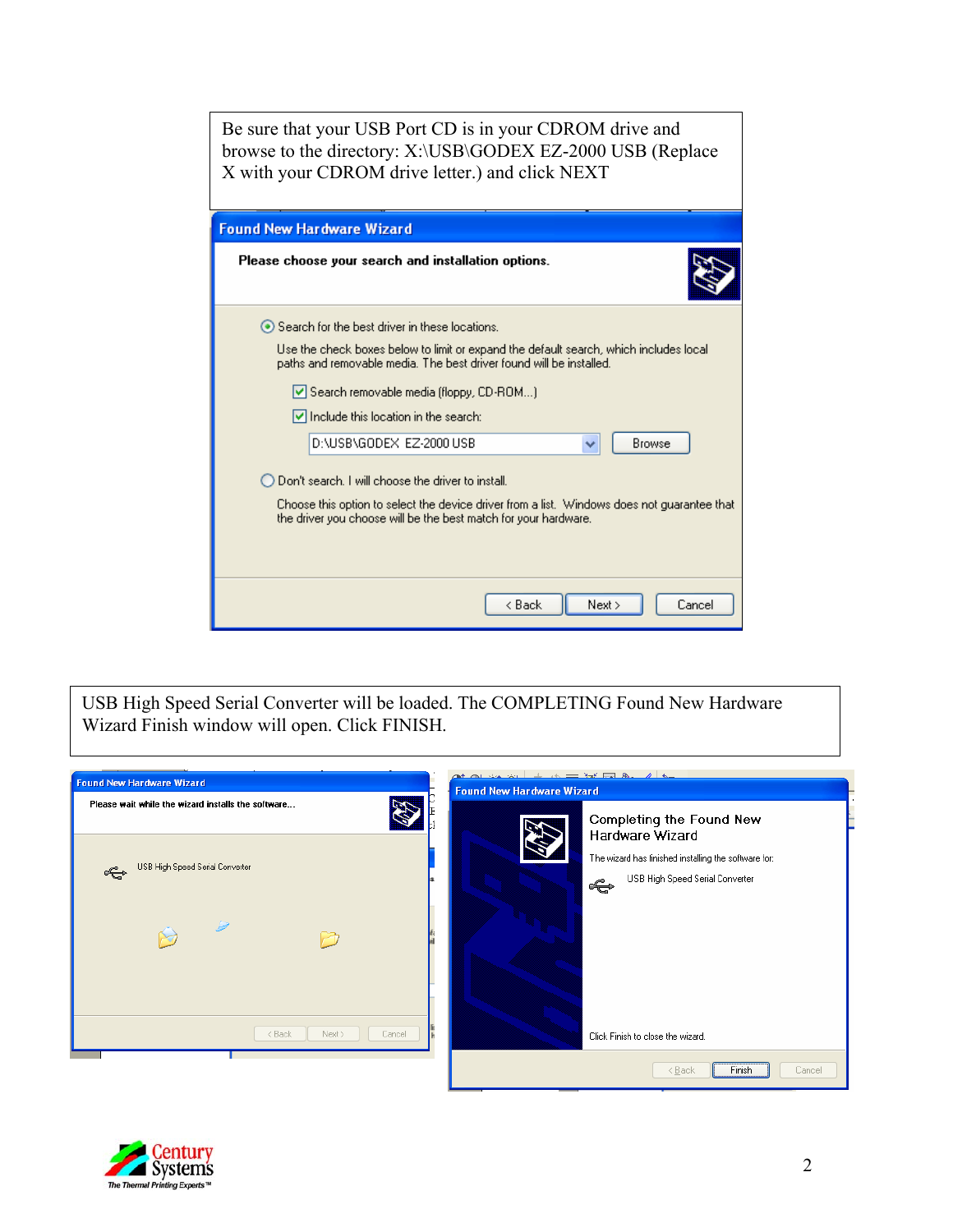Be sure that your USB Port CD is in your CDROM drive and browse to the directory: X:\USB\GODEX EZ-2000 USB (Replace X with your CDROM drive letter.) and click NEXT

**Found New Hardware Wizard**

**Please choose your search and installation options.**

(•) Search for the best driver in these locations.

Use the check boxes below to limit or expand the default search, which includes local paths and removable media. The best driver found will be installed.

[x] Search removable media (floppy, CD-ROM...)

[x] Include this location in the search:

D:\USB\GODEX EZ-2000 USB [Browse]

( ) Don't search. I will choose the driver to install.

Choose this option to select the device driver from a list. Windows does not guarantee that the driver you choose will be the best match for your hardware.

[< Back] [Next >] [Cancel]

USB High Speed Serial Converter will be loaded. The COMPLETING Found New Hardware Wizard Finish window will open. Click FINISH.

**Found New Hardware Wizard**

Please wait while the wizard installs the software...

USB High Speed Serial Converter

[< Back] [Next >] [Cancel]

**Found New Hardware Wizard**

Completing the Found New Hardware Wizard

The wizard has finished installing the software for:

USB High Speed Serial Converter

Click Finish to close the wizard.

[< Back] [Finish] [Cancel]

Century Systems
*The Thermal Printing Experts™*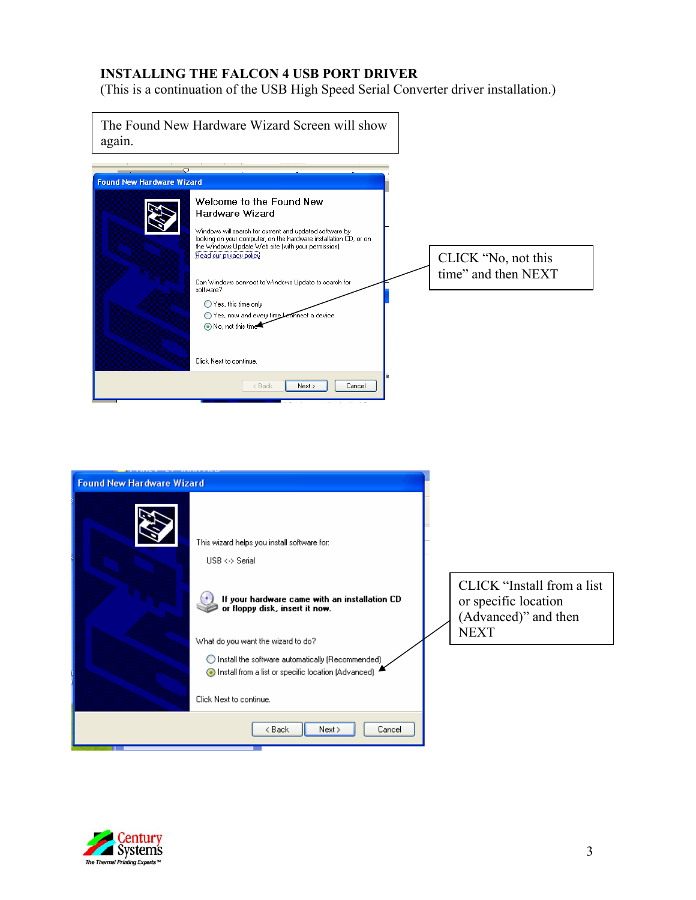**INSTALLING THE FALCON 4 USB PORT DRIVER**
(This is a continuation of the USB High Speed Serial Converter driver installation.)

The Found New Hardware Wizard Screen will show again.

CLICK "No, not this time" and then NEXT

CLICK "Install from a list or specific location (Advanced)" and then NEXT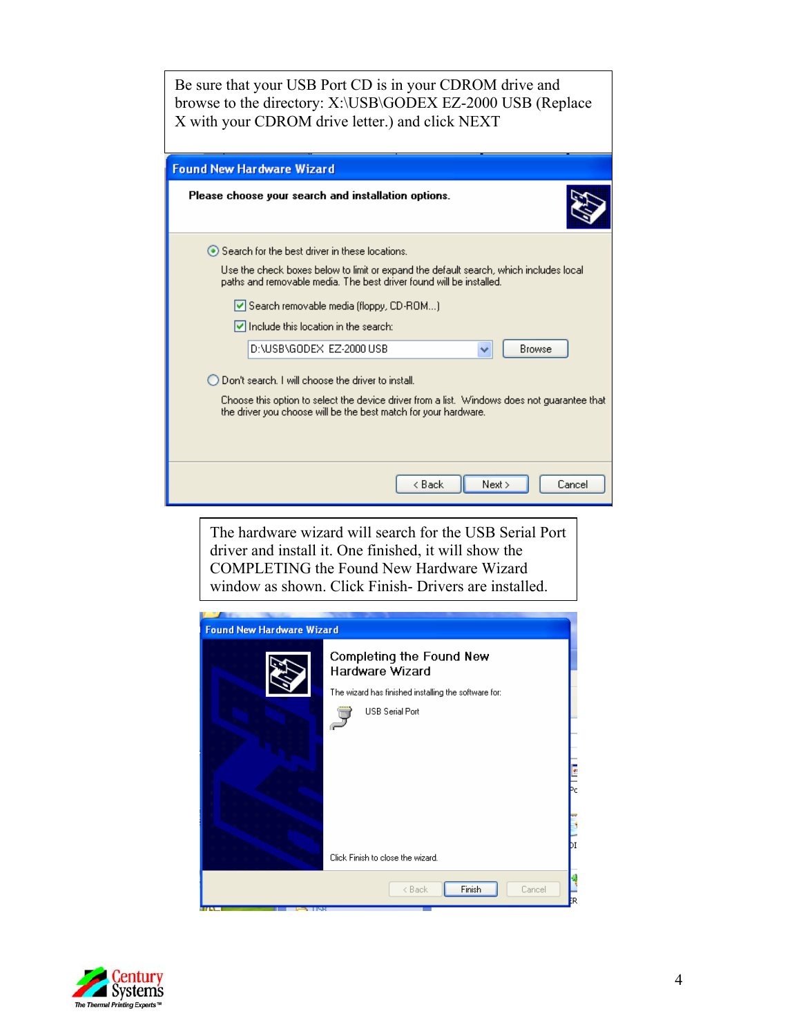Be sure that your USB Port CD is in your CDROM drive and browse to the directory: X:\USB\GODEX EZ-2000 USB (Replace X with your CDROM drive letter.) and click NEXT

**Found New Hardware Wizard**

**Please choose your search and installation options.**

- (•) Search for the best driver in these locations.

  Use the check boxes below to limit or expand the default search, which includes local paths and removable media. The best driver found will be installed.

  - [x] Search removable media (floppy, CD-ROM...)
  - [x] Include this location in the search:

    D:\USB\GODEX EZ-2000 USB [Browse]

- ( ) Don't search. I will choose the driver to install.

  Choose this option to select the device driver from a list. Windows does not guarantee that the driver you choose will be the best match for your hardware.

[< Back] [Next >] [Cancel]

The hardware wizard will search for the USB Serial Port driver and install it. One finished, it will show the COMPLETING the Found New Hardware Wizard window as shown. Click Finish- Drivers are installed.

**Found New Hardware Wizard**

Completing the Found New Hardware Wizard

The wizard has finished installing the software for:

USB Serial Port

Click Finish to close the wizard.

[< Back] [Finish] [Cancel]

Century Systems
The Thermal Printing Experts™